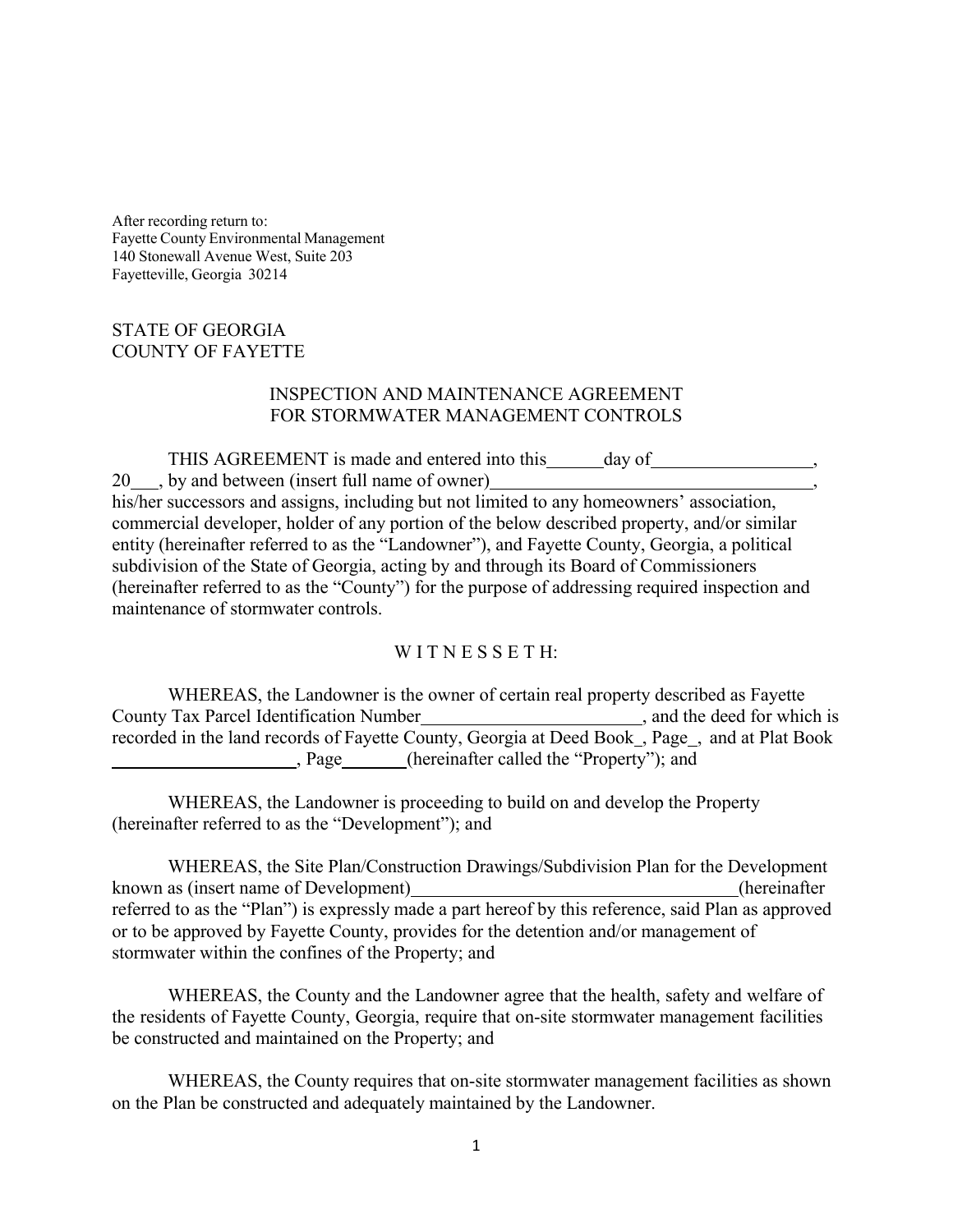After recording return to:
Fayette County Environmental Management
140 Stonewall Avenue West, Suite 203
Fayetteville, Georgia 30214

STATE OF GEORGIA
COUNTY OF FAYETTE

INSPECTION AND MAINTENANCE AGREEMENT
FOR STORMWATER MANAGEMENT CONTROLS

THIS AGREEMENT is made and entered into this ______ day of __________________, 20___, by and between (insert full name of owner)____________________________________, his/her successors and assigns, including but not limited to any homeowners' association, commercial developer, holder of any portion of the below described property, and/or similar entity (hereinafter referred to as the "Landowner"), and Fayette County, Georgia, a political subdivision of the State of Georgia, acting by and through its Board of Commissioners (hereinafter referred to as the "County") for the purpose of addressing required inspection and maintenance of stormwater controls.

W I T N E S S E T H:

WHEREAS, the Landowner is the owner of certain real property described as Fayette County Tax Parcel Identification Number________________________, and the deed for which is recorded in the land records of Fayette County, Georgia at Deed Book_, Page_, and at Plat Book _____________________, Page_______ (hereinafter called the "Property"); and

WHEREAS, the Landowner is proceeding to build on and develop the Property (hereinafter referred to as the "Development"); and

WHEREAS, the Site Plan/Construction Drawings/Subdivision Plan for the Development known as (insert name of Development)___________________________________ (hereinafter referred to as the "Plan") is expressly made a part hereof by this reference, said Plan as approved or to be approved by Fayette County, provides for the detention and/or management of stormwater within the confines of the Property; and

WHEREAS, the County and the Landowner agree that the health, safety and welfare of the residents of Fayette County, Georgia, require that on-site stormwater management facilities be constructed and maintained on the Property; and

WHEREAS, the County requires that on-site stormwater management facilities as shown on the Plan be constructed and adequately maintained by the Landowner.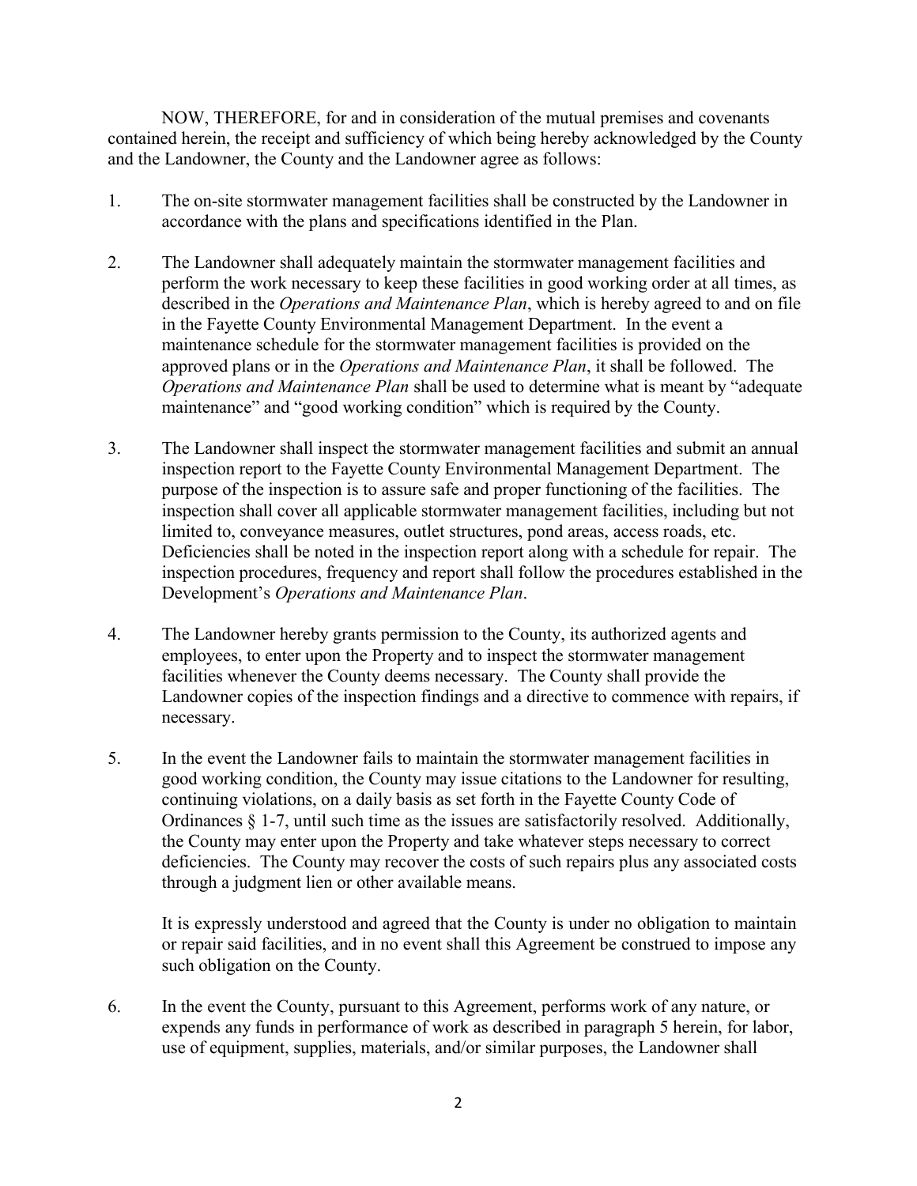NOW, THEREFORE, for and in consideration of the mutual premises and covenants contained herein, the receipt and sufficiency of which being hereby acknowledged by the County and the Landowner, the County and the Landowner agree as follows:

1. The on-site stormwater management facilities shall be constructed by the Landowner in accordance with the plans and specifications identified in the Plan.

2. The Landowner shall adequately maintain the stormwater management facilities and perform the work necessary to keep these facilities in good working order at all times, as described in the *Operations and Maintenance Plan*, which is hereby agreed to and on file in the Fayette County Environmental Management Department. In the event a maintenance schedule for the stormwater management facilities is provided on the approved plans or in the *Operations and Maintenance Plan*, it shall be followed. The *Operations and Maintenance Plan* shall be used to determine what is meant by "adequate maintenance" and "good working condition" which is required by the County.

3. The Landowner shall inspect the stormwater management facilities and submit an annual inspection report to the Fayette County Environmental Management Department. The purpose of the inspection is to assure safe and proper functioning of the facilities. The inspection shall cover all applicable stormwater management facilities, including but not limited to, conveyance measures, outlet structures, pond areas, access roads, etc. Deficiencies shall be noted in the inspection report along with a schedule for repair. The inspection procedures, frequency and report shall follow the procedures established in the Development's *Operations and Maintenance Plan*.

4. The Landowner hereby grants permission to the County, its authorized agents and employees, to enter upon the Property and to inspect the stormwater management facilities whenever the County deems necessary. The County shall provide the Landowner copies of the inspection findings and a directive to commence with repairs, if necessary.

5. In the event the Landowner fails to maintain the stormwater management facilities in good working condition, the County may issue citations to the Landowner for resulting, continuing violations, on a daily basis as set forth in the Fayette County Code of Ordinances § 1-7, until such time as the issues are satisfactorily resolved. Additionally, the County may enter upon the Property and take whatever steps necessary to correct deficiencies. The County may recover the costs of such repairs plus any associated costs through a judgment lien or other available means.

   It is expressly understood and agreed that the County is under no obligation to maintain or repair said facilities, and in no event shall this Agreement be construed to impose any such obligation on the County.

6. In the event the County, pursuant to this Agreement, performs work of any nature, or expends any funds in performance of work as described in paragraph 5 herein, for labor, use of equipment, supplies, materials, and/or similar purposes, the Landowner shall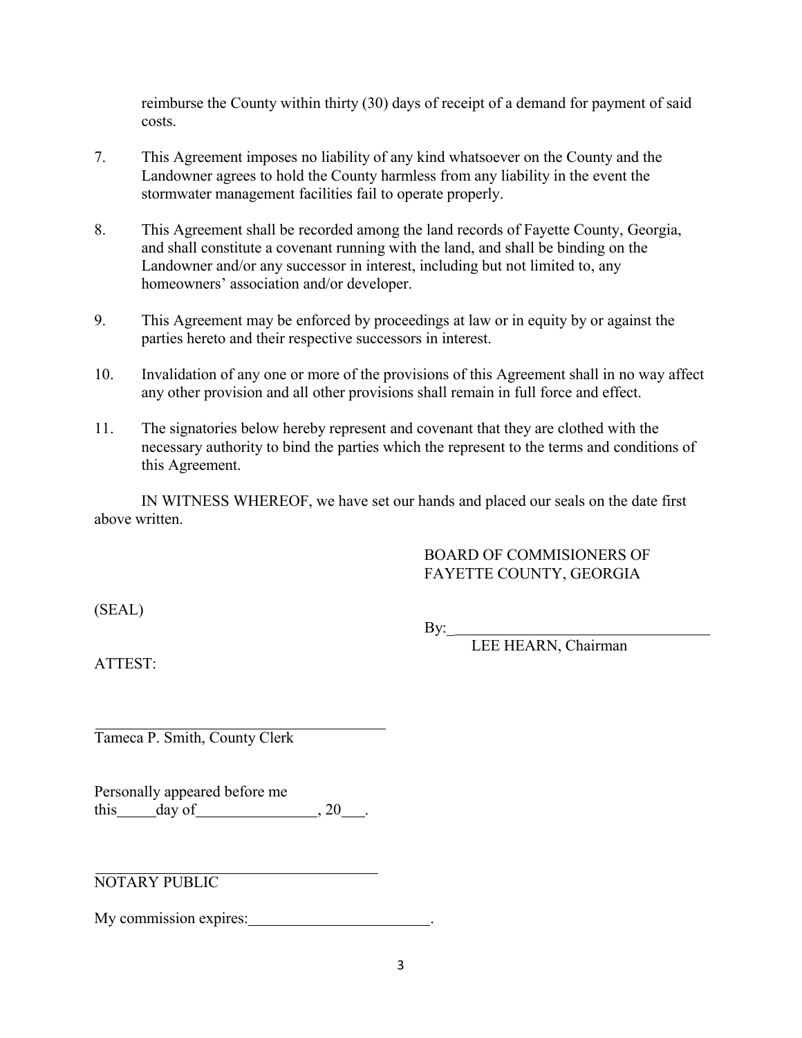reimburse the County within thirty (30) days of receipt of a demand for payment of said costs.

7. This Agreement imposes no liability of any kind whatsoever on the County and the Landowner agrees to hold the County harmless from any liability in the event the stormwater management facilities fail to operate properly.

8. This Agreement shall be recorded among the land records of Fayette County, Georgia, and shall constitute a covenant running with the land, and shall be binding on the Landowner and/or any successor in interest, including but not limited to, any homeowners' association and/or developer.

9. This Agreement may be enforced by proceedings at law or in equity by or against the parties hereto and their respective successors in interest.

10. Invalidation of any one or more of the provisions of this Agreement shall in no way affect any other provision and all other provisions shall remain in full force and effect.

11. The signatories below hereby represent and covenant that they are clothed with the necessary authority to bind the parties which the represent to the terms and conditions of this Agreement.

IN WITNESS WHEREOF, we have set our hands and placed our seals on the date first above written.

BOARD OF COMMISIONERS OF
FAYETTE COUNTY, GEORGIA

(SEAL)

By:\_\_\_\_\_\_\_\_\_\_\_\_\_\_\_\_\_\_\_\_\_\_\_\_\_\_\_\_\_\_\_\_\_\_
LEE HEARN, Chairman

ATTEST:

\_\_\_\_\_\_\_\_\_\_\_\_\_\_\_\_\_\_\_\_\_\_\_\_\_\_\_\_\_\_\_\_\_\_\_\_
Tameca P. Smith, County Clerk

Personally appeared before me
this\_\_\_\_\_day of\_\_\_\_\_\_\_\_\_\_\_\_\_\_\_\_, 20\_\_\_.

\_\_\_\_\_\_\_\_\_\_\_\_\_\_\_\_\_\_\_\_\_\_\_\_\_\_\_\_\_\_\_\_\_\_\_\_
NOTARY PUBLIC

My commission expires:\_\_\_\_\_\_\_\_\_\_\_\_\_\_\_\_\_\_\_\_\_\_\_.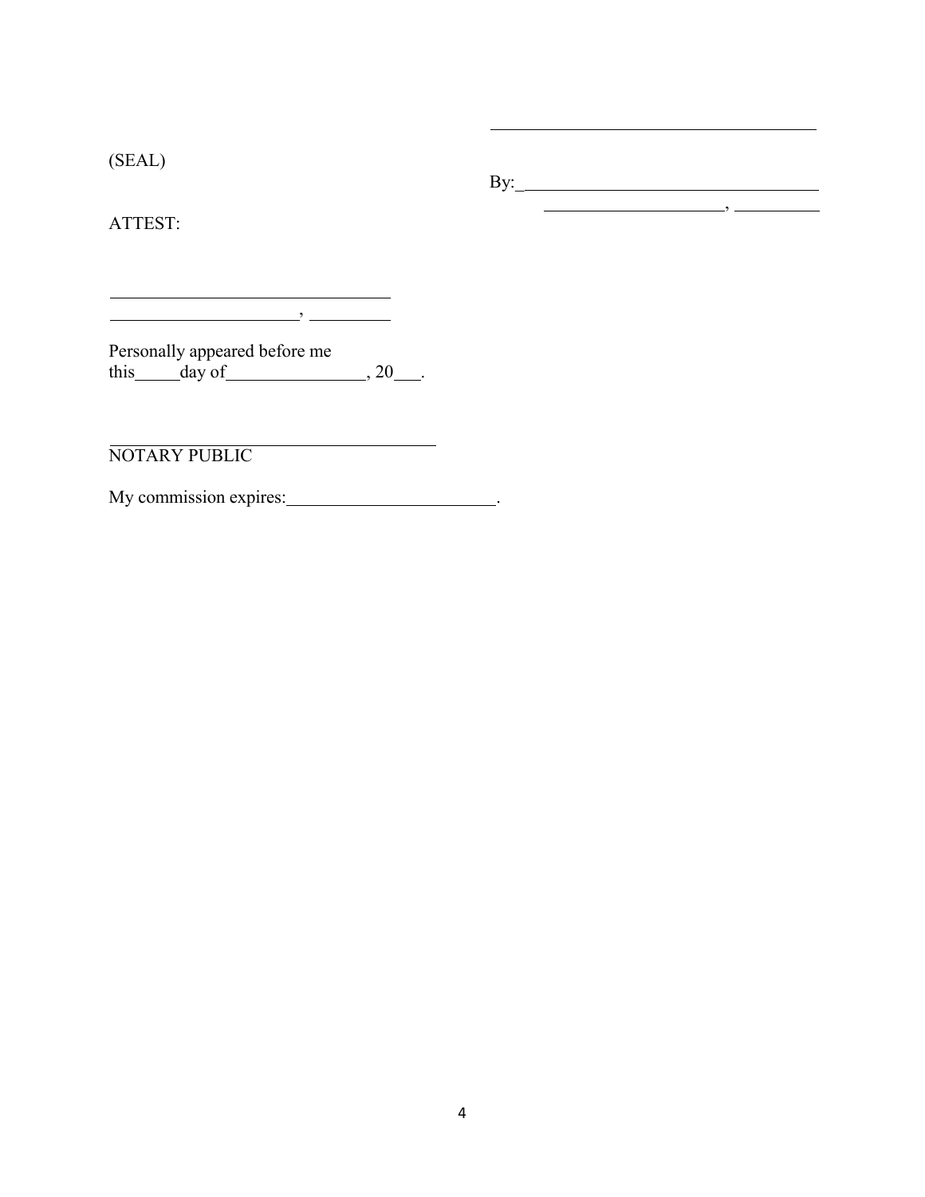\_\_\_\_\_\_\_\_\_\_\_\_\_\_\_\_\_\_\_\_\_\_\_\_\_\_\_\_\_\_\_\_\_\_\_\_

(SEAL)

By:\_\_\_\_\_\_\_\_\_\_\_\_\_\_\_\_\_\_\_\_\_\_\_\_\_\_\_\_\_\_\_\_\_\_\_\_

\_\_\_\_\_\_\_\_\_\_\_\_\_\_\_\_\_\_\_\_, \_\_\_\_\_\_\_\_\_\_

ATTEST:

\_\_\_\_\_\_\_\_\_\_\_\_\_\_\_\_\_\_\_\_\_\_\_\_\_\_\_\_\_\_\_\_

\_\_\_\_\_\_\_\_\_\_\_\_\_\_\_\_\_\_\_\_\_\_, \_\_\_\_\_\_\_\_\_\_

Personally appeared before me
this\_\_\_\_\_day of\_\_\_\_\_\_\_\_\_\_\_\_\_\_\_\_, 20\_\_\_.

\_\_\_\_\_\_\_\_\_\_\_\_\_\_\_\_\_\_\_\_\_\_\_\_\_\_\_\_\_\_\_\_\_\_\_\_\_\_
NOTARY PUBLIC

My commission expires:\_\_\_\_\_\_\_\_\_\_\_\_\_\_\_\_\_\_\_\_\_\_\_\_.